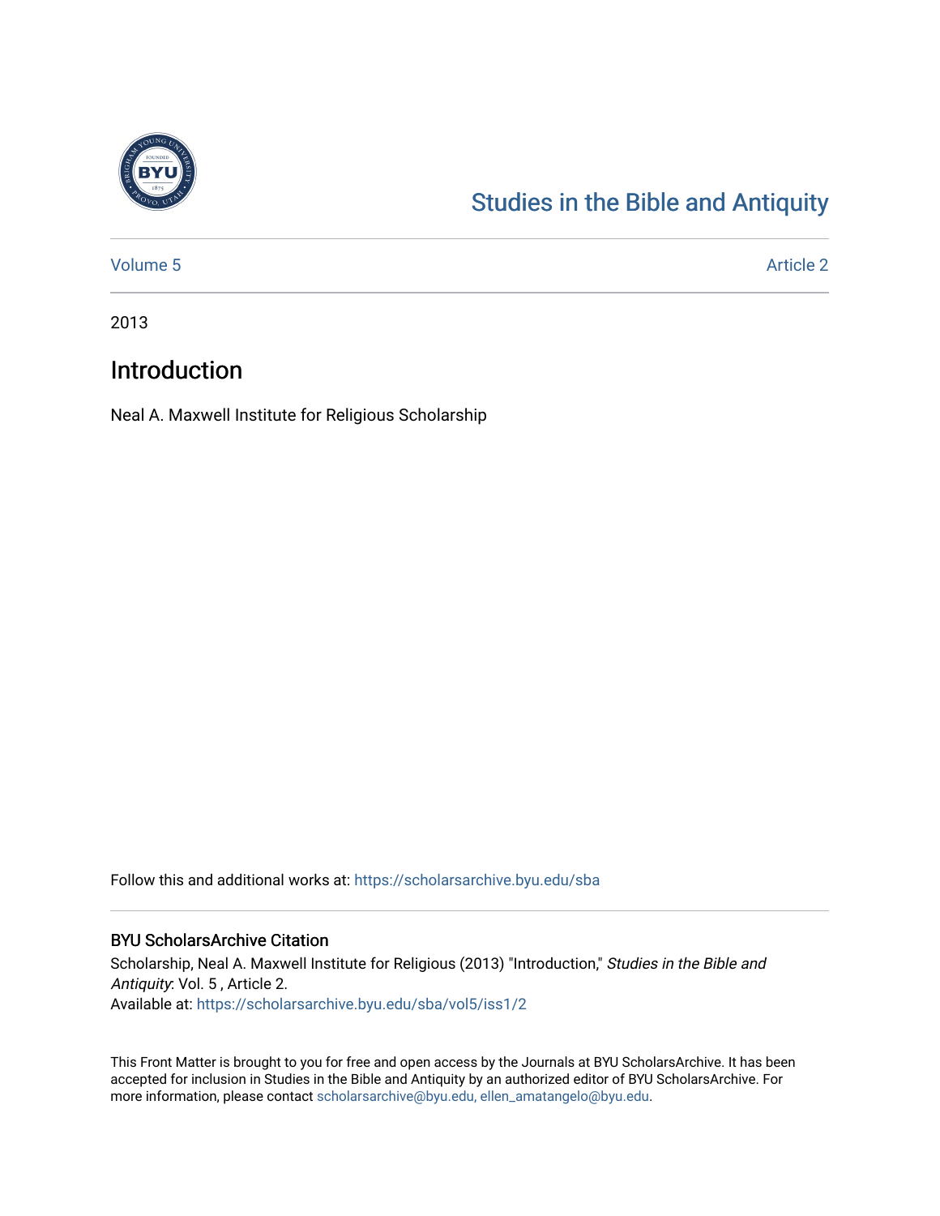# Studies in the Bible and Antiquity

Volume 5 — Article 2

2013

## Introduction

Neal A. Maxwell Institute for Religious Scholarship

Follow this and additional works at: https://scholarsarchive.byu.edu/sba

### BYU ScholarsArchive Citation

Scholarship, Neal A. Maxwell Institute for Religious (2013) "Introduction," *Studies in the Bible and Antiquity*: Vol. 5 , Article 2.
Available at: https://scholarsarchive.byu.edu/sba/vol5/iss1/2

This Front Matter is brought to you for free and open access by the Journals at BYU ScholarsArchive. It has been accepted for inclusion in Studies in the Bible and Antiquity by an authorized editor of BYU ScholarsArchive. For more information, please contact scholarsarchive@byu.edu, ellen_amatangelo@byu.edu.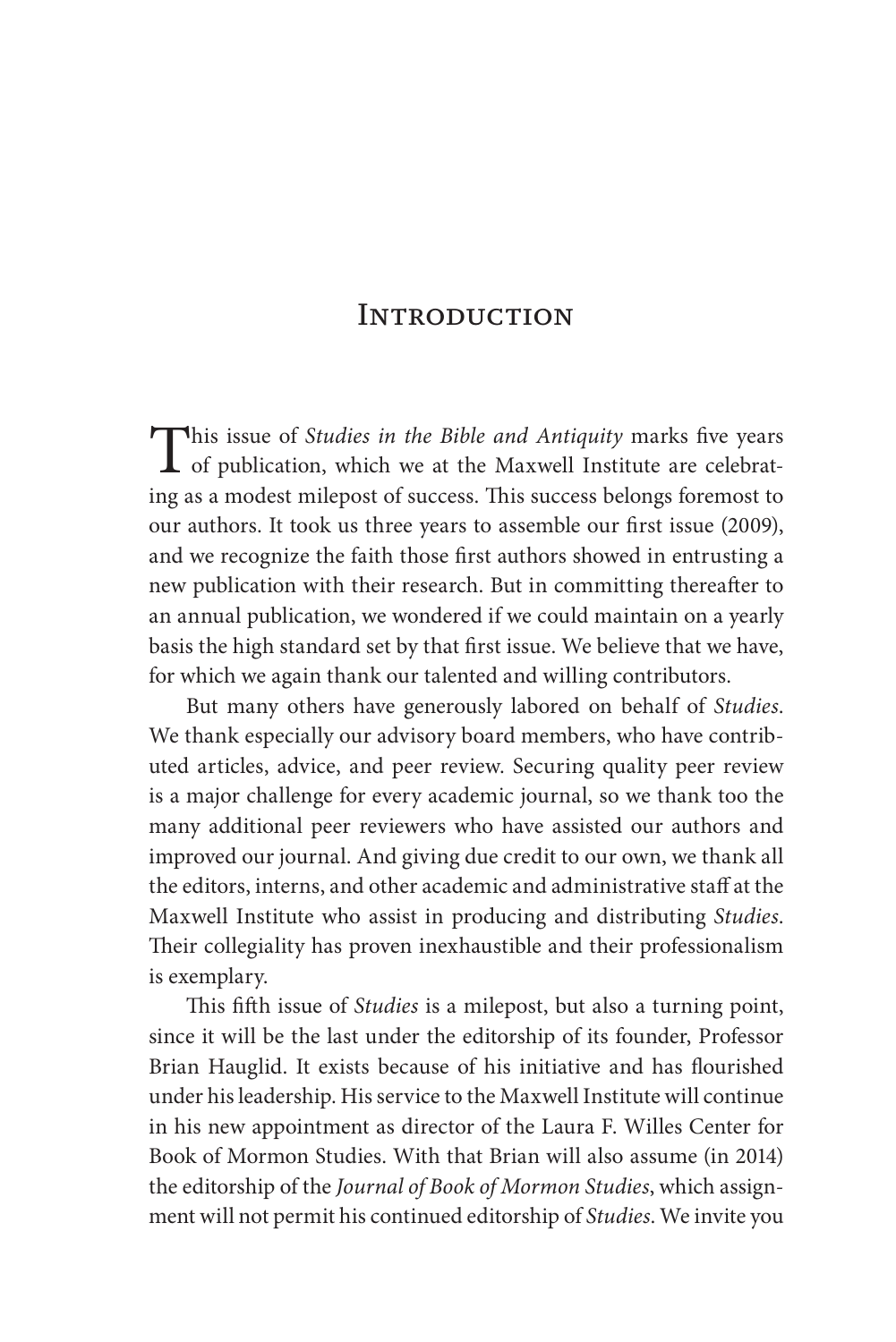# Introduction

This issue of *Studies in the Bible and Antiquity* marks five years of publication, which we at the Maxwell Institute are celebrating as a modest milepost of success. This success belongs foremost to our authors. It took us three years to assemble our first issue (2009), and we recognize the faith those first authors showed in entrusting a new publication with their research. But in committing thereafter to an annual publication, we wondered if we could maintain on a yearly basis the high standard set by that first issue. We believe that we have, for which we again thank our talented and willing contributors.

But many others have generously labored on behalf of *Studies*. We thank especially our advisory board members, who have contributed articles, advice, and peer review. Securing quality peer review is a major challenge for every academic journal, so we thank too the many additional peer reviewers who have assisted our authors and improved our journal. And giving due credit to our own, we thank all the editors, interns, and other academic and administrative staff at the Maxwell Institute who assist in producing and distributing *Studies*. Their collegiality has proven inexhaustible and their professionalism is exemplary.

This fifth issue of *Studies* is a milepost, but also a turning point, since it will be the last under the editorship of its founder, Professor Brian Hauglid. It exists because of his initiative and has flourished under his leadership. His service to the Maxwell Institute will continue in his new appointment as director of the Laura F. Willes Center for Book of Mormon Studies. With that Brian will also assume (in 2014) the editorship of the *Journal of Book of Mormon Studies*, which assignment will not permit his continued editorship of *Studies*. We invite you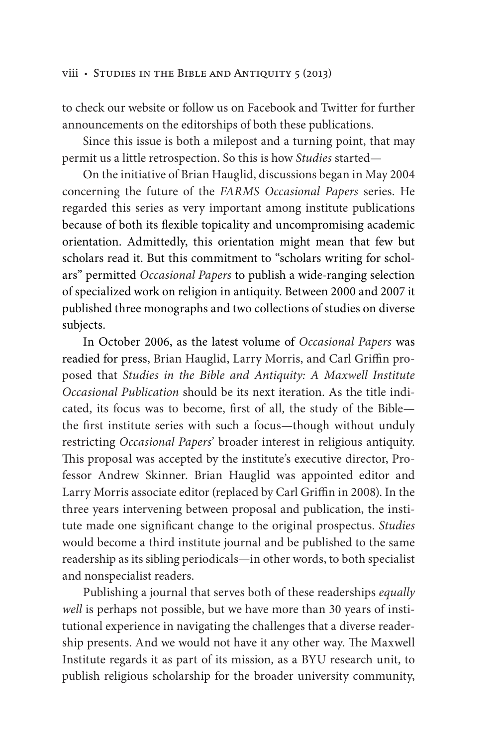to check our website or follow us on Facebook and Twitter for further announcements on the editorships of both these publications.

Since this issue is both a milepost and a turning point, that may permit us a little retrospection. So this is how *Studies* started—

On the initiative of Brian Hauglid, discussions began in May 2004 concerning the future of the *FARMS Occasional Papers* series. He regarded this series as very important among institute publications because of both its flexible topicality and uncompromising academic orientation. Admittedly, this orientation might mean that few but scholars read it. But this commitment to "scholars writing for scholars" permitted *Occasional Papers* to publish a wide-ranging selection of specialized work on religion in antiquity. Between 2000 and 2007 it published three monographs and two collections of studies on diverse subjects.

In October 2006, as the latest volume of *Occasional Papers* was readied for press, Brian Hauglid, Larry Morris, and Carl Griffin proposed that *Studies in the Bible and Antiquity: A Maxwell Institute Occasional Publication* should be its next iteration. As the title indicated, its focus was to become, first of all, the study of the Bible—the first institute series with such a focus—though without unduly restricting *Occasional Papers*' broader interest in religious antiquity. This proposal was accepted by the institute's executive director, Professor Andrew Skinner. Brian Hauglid was appointed editor and Larry Morris associate editor (replaced by Carl Griffin in 2008). In the three years intervening between proposal and publication, the institute made one significant change to the original prospectus. *Studies* would become a third institute journal and be published to the same readership as its sibling periodicals—in other words, to both specialist and nonspecialist readers.

Publishing a journal that serves both of these readerships *equally well* is perhaps not possible, but we have more than 30 years of institutional experience in navigating the challenges that a diverse readership presents. And we would not have it any other way. The Maxwell Institute regards it as part of its mission, as a BYU research unit, to publish religious scholarship for the broader university community,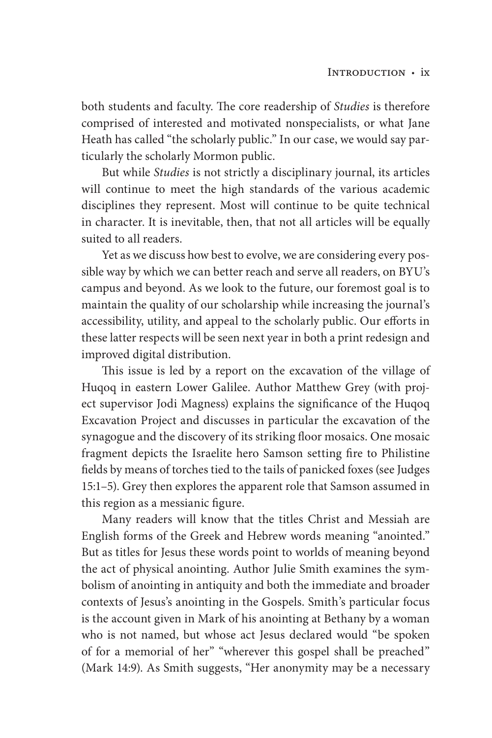both students and faculty. The core readership of *Studies* is therefore comprised of interested and motivated nonspecialists, or what Jane Heath has called "the scholarly public." In our case, we would say particularly the scholarly Mormon public.

But while *Studies* is not strictly a disciplinary journal, its articles will continue to meet the high standards of the various academic disciplines they represent. Most will continue to be quite technical in character. It is inevitable, then, that not all articles will be equally suited to all readers.

Yet as we discuss how best to evolve, we are considering every possible way by which we can better reach and serve all readers, on BYU's campus and beyond. As we look to the future, our foremost goal is to maintain the quality of our scholarship while increasing the journal's accessibility, utility, and appeal to the scholarly public. Our efforts in these latter respects will be seen next year in both a print redesign and improved digital distribution.

This issue is led by a report on the excavation of the village of Huqoq in eastern Lower Galilee. Author Matthew Grey (with project supervisor Jodi Magness) explains the significance of the Huqoq Excavation Project and discusses in particular the excavation of the synagogue and the discovery of its striking floor mosaics. One mosaic fragment depicts the Israelite hero Samson setting fire to Philistine fields by means of torches tied to the tails of panicked foxes (see Judges 15:1–5). Grey then explores the apparent role that Samson assumed in this region as a messianic figure.

Many readers will know that the titles Christ and Messiah are English forms of the Greek and Hebrew words meaning "anointed." But as titles for Jesus these words point to worlds of meaning beyond the act of physical anointing. Author Julie Smith examines the symbolism of anointing in antiquity and both the immediate and broader contexts of Jesus's anointing in the Gospels. Smith's particular focus is the account given in Mark of his anointing at Bethany by a woman who is not named, but whose act Jesus declared would "be spoken of for a memorial of her" "wherever this gospel shall be preached" (Mark 14:9). As Smith suggests, "Her anonymity may be a necessary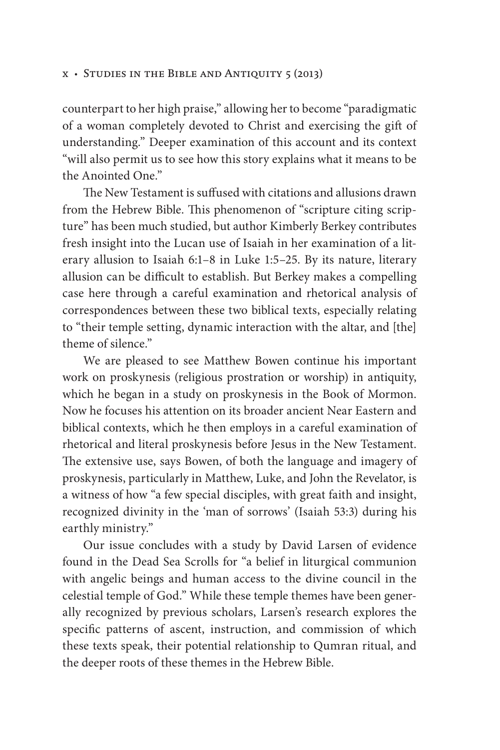counterpart to her high praise," allowing her to become "paradigmatic of a woman completely devoted to Christ and exercising the gift of understanding." Deeper examination of this account and its context "will also permit us to see how this story explains what it means to be the Anointed One."

The New Testament is suffused with citations and allusions drawn from the Hebrew Bible. This phenomenon of "scripture citing scripture" has been much studied, but author Kimberly Berkey contributes fresh insight into the Lucan use of Isaiah in her examination of a literary allusion to Isaiah 6:1–8 in Luke 1:5–25. By its nature, literary allusion can be difficult to establish. But Berkey makes a compelling case here through a careful examination and rhetorical analysis of correspondences between these two biblical texts, especially relating to "their temple setting, dynamic interaction with the altar, and [the] theme of silence."

We are pleased to see Matthew Bowen continue his important work on proskynesis (religious prostration or worship) in antiquity, which he began in a study on proskynesis in the Book of Mormon. Now he focuses his attention on its broader ancient Near Eastern and biblical contexts, which he then employs in a careful examination of rhetorical and literal proskynesis before Jesus in the New Testament. The extensive use, says Bowen, of both the language and imagery of proskynesis, particularly in Matthew, Luke, and John the Revelator, is a witness of how "a few special disciples, with great faith and insight, recognized divinity in the 'man of sorrows' (Isaiah 53:3) during his earthly ministry."

Our issue concludes with a study by David Larsen of evidence found in the Dead Sea Scrolls for "a belief in liturgical communion with angelic beings and human access to the divine council in the celestial temple of God." While these temple themes have been generally recognized by previous scholars, Larsen's research explores the specific patterns of ascent, instruction, and commission of which these texts speak, their potential relationship to Qumran ritual, and the deeper roots of these themes in the Hebrew Bible.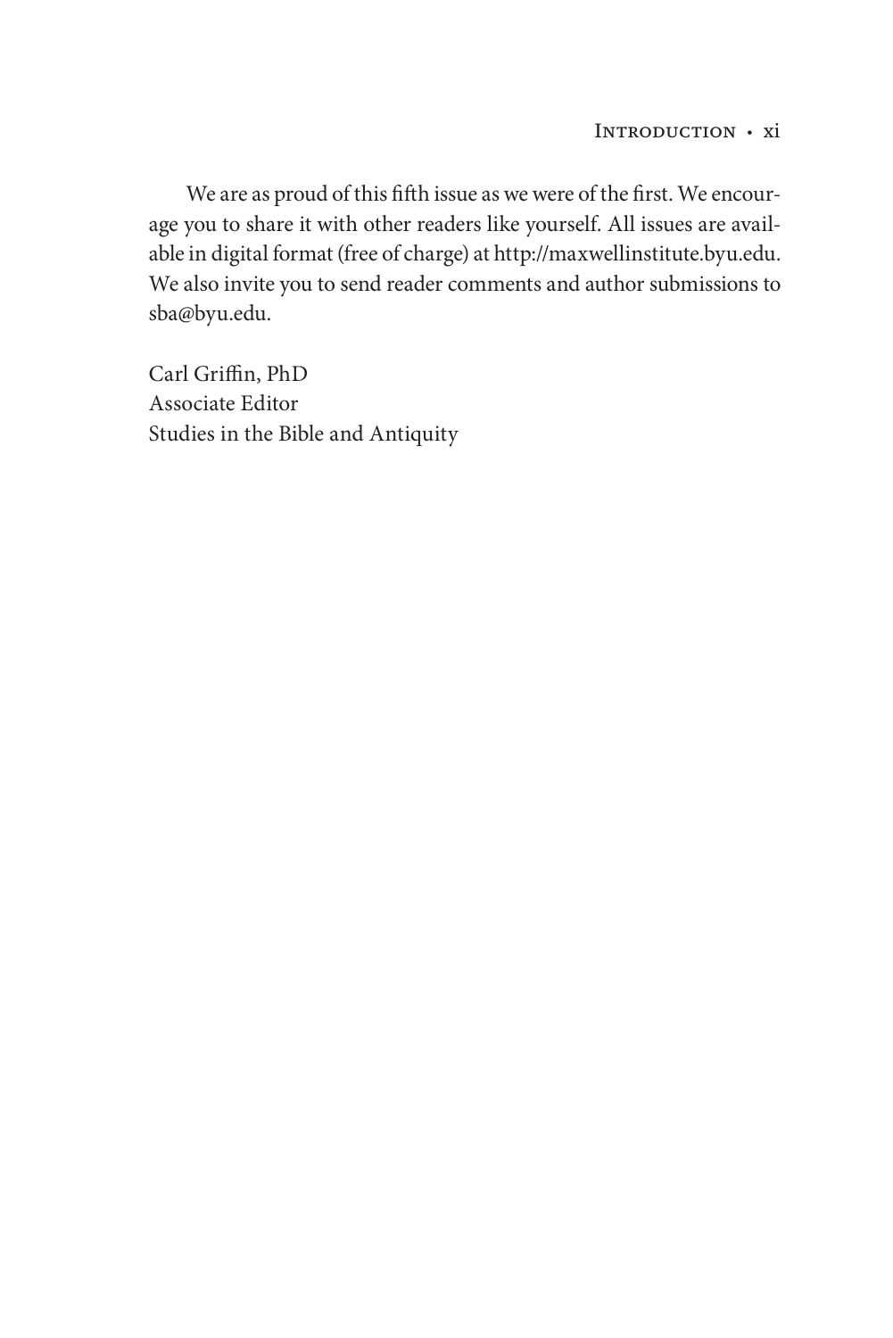We are as proud of this fifth issue as we were of the first. We encourage you to share it with other readers like yourself. All issues are available in digital format (free of charge) at http://maxwellinstitute.byu.edu. We also invite you to send reader comments and author submissions to sba@byu.edu.

Carl Griffin, PhD
Associate Editor
Studies in the Bible and Antiquity